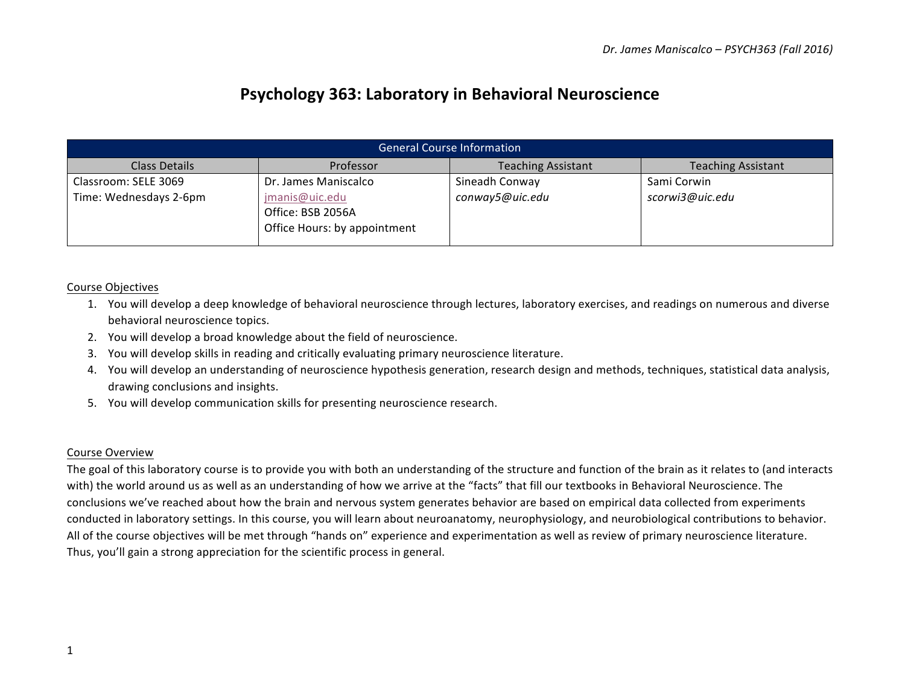# Psychology 363: Laboratory in Behavioral Neuroscience

| General Course Information | | | |
|---|---|---|---|
| Class Details | Professor | Teaching Assistant | Teaching Assistant |
| Classroom: SELE 3069<br>Time: Wednesdays 2-6pm | Dr. James Maniscalco<br>jmanis@uic.edu<br>Office: BSB 2056A<br>Office Hours: by appointment | Sineadh Conway<br>*conway5@uic.edu* | Sami Corwin<br>*scorwi3@uic.edu* |

## Course Objectives

1. You will develop a deep knowledge of behavioral neuroscience through lectures, laboratory exercises, and readings on numerous and diverse behavioral neuroscience topics.
2. You will develop a broad knowledge about the field of neuroscience.
3. You will develop skills in reading and critically evaluating primary neuroscience literature.
4. You will develop an understanding of neuroscience hypothesis generation, research design and methods, techniques, statistical data analysis, drawing conclusions and insights.
5. You will develop communication skills for presenting neuroscience research.

## Course Overview

The goal of this laboratory course is to provide you with both an understanding of the structure and function of the brain as it relates to (and interacts with) the world around us as well as an understanding of how we arrive at the "facts" that fill our textbooks in Behavioral Neuroscience. The conclusions we've reached about how the brain and nervous system generates behavior are based on empirical data collected from experiments conducted in laboratory settings. In this course, you will learn about neuroanatomy, neurophysiology, and neurobiological contributions to behavior. All of the course objectives will be met through "hands on" experience and experimentation as well as review of primary neuroscience literature. Thus, you'll gain a strong appreciation for the scientific process in general.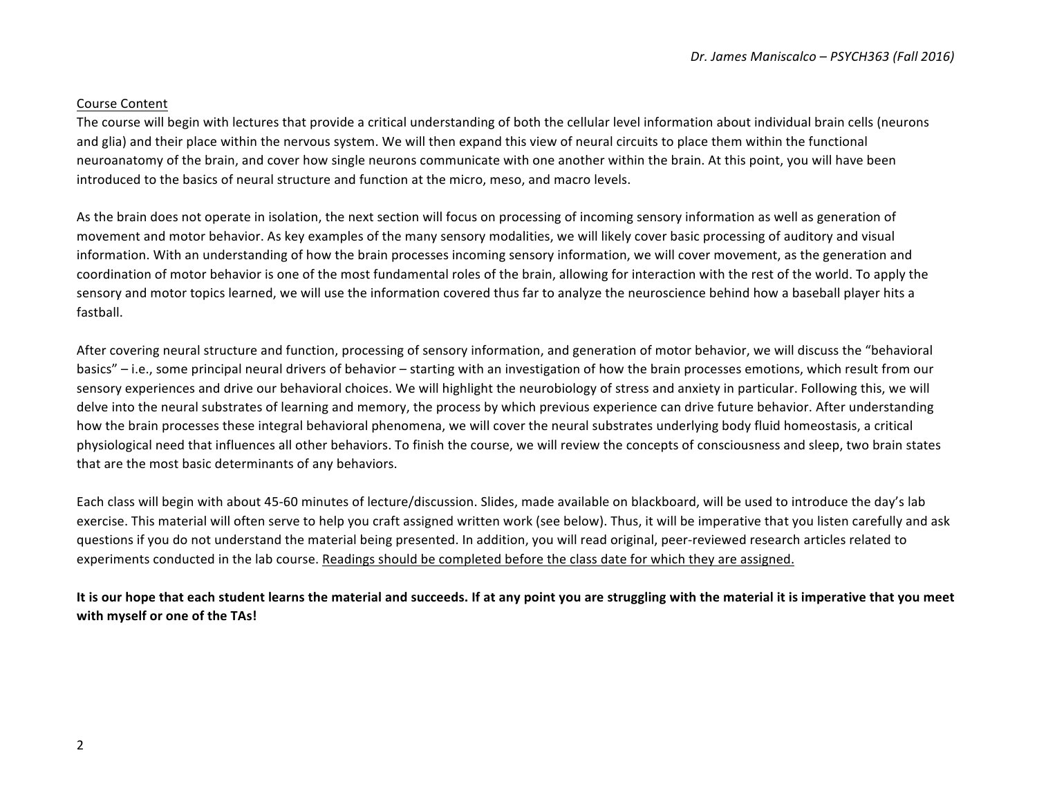<u>Course Content</u>

The course will begin with lectures that provide a critical understanding of both the cellular level information about individual brain cells (neurons and glia) and their place within the nervous system. We will then expand this view of neural circuits to place them within the functional neuroanatomy of the brain, and cover how single neurons communicate with one another within the brain. At this point, you will have been introduced to the basics of neural structure and function at the micro, meso, and macro levels.

As the brain does not operate in isolation, the next section will focus on processing of incoming sensory information as well as generation of movement and motor behavior. As key examples of the many sensory modalities, we will likely cover basic processing of auditory and visual information. With an understanding of how the brain processes incoming sensory information, we will cover movement, as the generation and coordination of motor behavior is one of the most fundamental roles of the brain, allowing for interaction with the rest of the world. To apply the sensory and motor topics learned, we will use the information covered thus far to analyze the neuroscience behind how a baseball player hits a fastball.

After covering neural structure and function, processing of sensory information, and generation of motor behavior, we will discuss the "behavioral basics" – i.e., some principal neural drivers of behavior – starting with an investigation of how the brain processes emotions, which result from our sensory experiences and drive our behavioral choices. We will highlight the neurobiology of stress and anxiety in particular. Following this, we will delve into the neural substrates of learning and memory, the process by which previous experience can drive future behavior. After understanding how the brain processes these integral behavioral phenomena, we will cover the neural substrates underlying body fluid homeostasis, a critical physiological need that influences all other behaviors. To finish the course, we will review the concepts of consciousness and sleep, two brain states that are the most basic determinants of any behaviors.

Each class will begin with about 45-60 minutes of lecture/discussion. Slides, made available on blackboard, will be used to introduce the day's lab exercise. This material will often serve to help you craft assigned written work (see below). Thus, it will be imperative that you listen carefully and ask questions if you do not understand the material being presented. In addition, you will read original, peer-reviewed research articles related to experiments conducted in the lab course. <u>Readings should be completed before the class date for which they are assigned.</u>

**It is our hope that each student learns the material and succeeds. If at any point you are struggling with the material it is imperative that you meet with myself or one of the TAs!**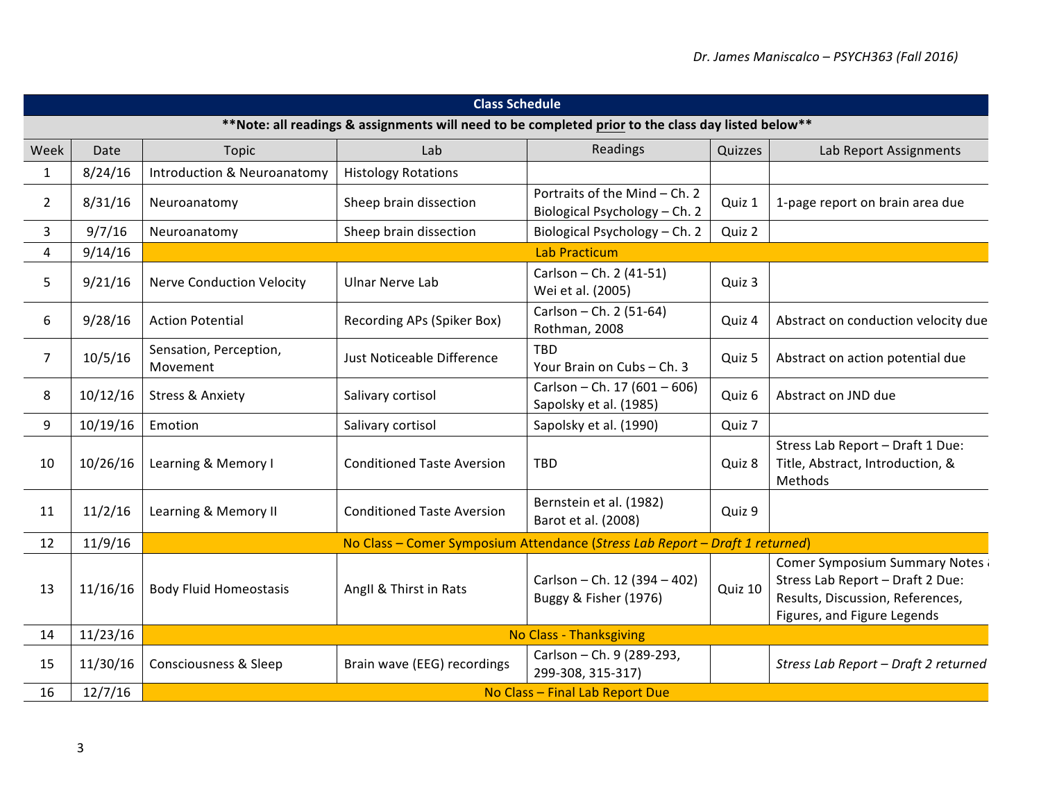## Class Schedule

**\*\*Note: all readings & assignments will need to be completed prior to the class day listed below\*\***

| Week | Date | Topic | Lab | Readings | Quizzes | Lab Report Assignments |
|---|---|---|---|---|---|---|
| 1 | 8/24/16 | Introduction & Neuroanatomy | Histology Rotations | | | |
| 2 | 8/31/16 | Neuroanatomy | Sheep brain dissection | Portraits of the Mind – Ch. 2<br>Biological Psychology – Ch. 2 | Quiz 1 | 1-page report on brain area due |
| 3 | 9/7/16 | Neuroanatomy | Sheep brain dissection | Biological Psychology – Ch. 2 | Quiz 2 | |
| 4 | 9/14/16 | Lab Practicum | | | | |
| 5 | 9/21/16 | Nerve Conduction Velocity | Ulnar Nerve Lab | Carlson – Ch. 2 (41-51)<br>Wei et al. (2005) | Quiz 3 | |
| 6 | 9/28/16 | Action Potential | Recording APs (Spiker Box) | Carlson – Ch. 2 (51-64)<br>Rothman, 2008 | Quiz 4 | Abstract on conduction velocity due |
| 7 | 10/5/16 | Sensation, Perception, Movement | Just Noticeable Difference | TBD<br>Your Brain on Cubs – Ch. 3 | Quiz 5 | Abstract on action potential due |
| 8 | 10/12/16 | Stress & Anxiety | Salivary cortisol | Carlson – Ch. 17 (601 – 606)<br>Sapolsky et al. (1985) | Quiz 6 | Abstract on JND due |
| 9 | 10/19/16 | Emotion | Salivary cortisol | Sapolsky et al. (1990) | Quiz 7 | |
| 10 | 10/26/16 | Learning & Memory I | Conditioned Taste Aversion | TBD | Quiz 8 | Stress Lab Report – Draft 1 Due: Title, Abstract, Introduction, & Methods |
| 11 | 11/2/16 | Learning & Memory II | Conditioned Taste Aversion | Bernstein et al. (1982)<br>Barot et al. (2008) | Quiz 9 | |
| 12 | 11/9/16 | No Class – Comer Symposium Attendance (*Stress Lab Report – Draft 1 returned*) | | | | |
| 13 | 11/16/16 | Body Fluid Homeostasis | AngII & Thirst in Rats | Carlson – Ch. 12 (394 – 402)<br>Buggy & Fisher (1976) | Quiz 10 | Comer Symposium Summary Notes & Stress Lab Report – Draft 2 Due: Results, Discussion, References, Figures, and Figure Legends |
| 14 | 11/23/16 | No Class - Thanksgiving | | | | |
| 15 | 11/30/16 | Consciousness & Sleep | Brain wave (EEG) recordings | Carlson – Ch. 9 (289-293, 299-308, 315-317) | | *Stress Lab Report – Draft 2 returned* |
| 16 | 12/7/16 | No Class – Final Lab Report Due | | | | |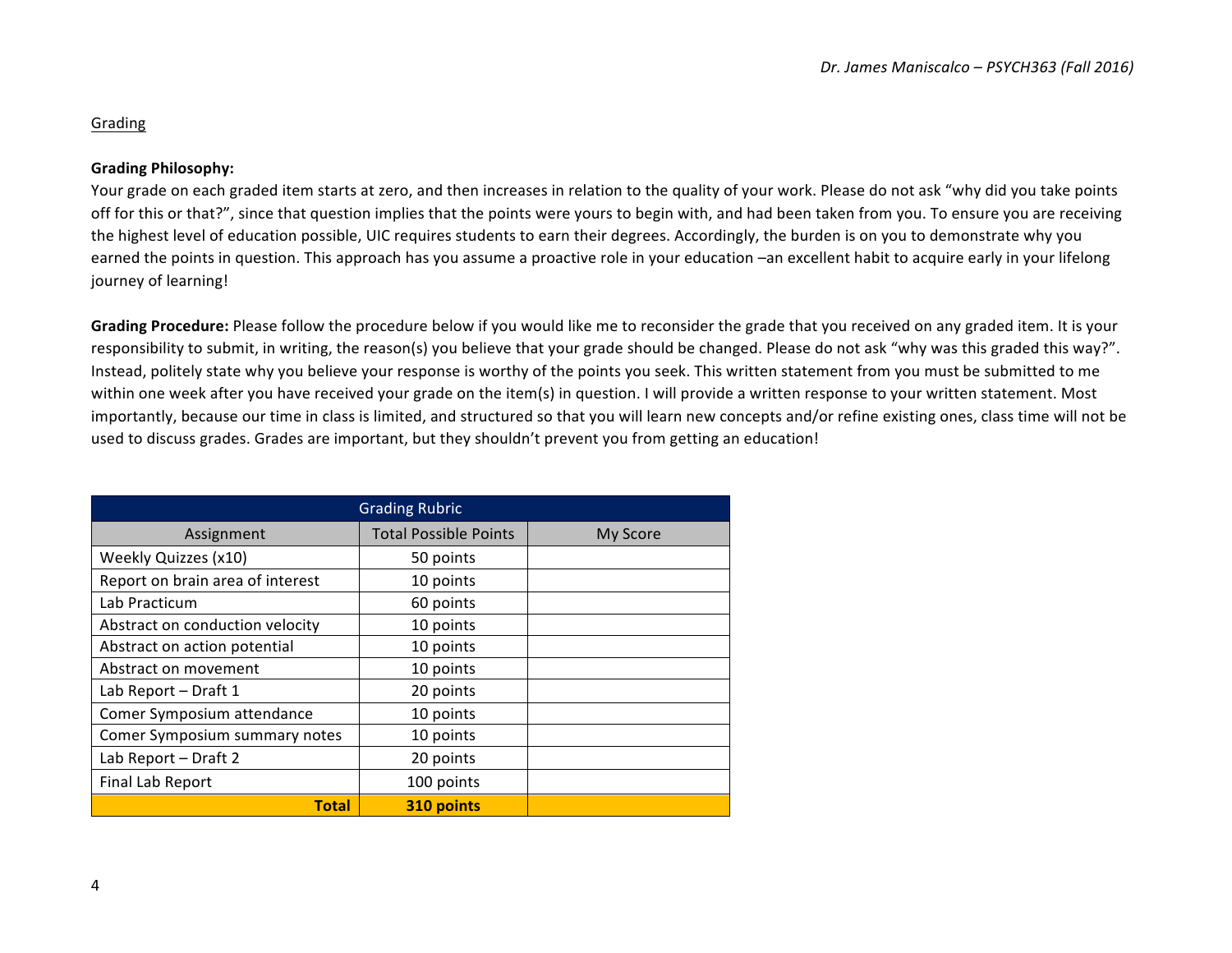Grading

**Grading Philosophy:**
Your grade on each graded item starts at zero, and then increases in relation to the quality of your work. Please do not ask "why did you take points off for this or that?", since that question implies that the points were yours to begin with, and had been taken from you. To ensure you are receiving the highest level of education possible, UIC requires students to earn their degrees. Accordingly, the burden is on you to demonstrate why you earned the points in question. This approach has you assume a proactive role in your education –an excellent habit to acquire early in your lifelong journey of learning!

**Grading Procedure:** Please follow the procedure below if you would like me to reconsider the grade that you received on any graded item. It is your responsibility to submit, in writing, the reason(s) you believe that your grade should be changed. Please do not ask "why was this graded this way?". Instead, politely state why you believe your response is worthy of the points you seek. This written statement from you must be submitted to me within one week after you have received your grade on the item(s) in question. I will provide a written response to your written statement. Most importantly, because our time in class is limited, and structured so that you will learn new concepts and/or refine existing ones, class time will not be used to discuss grades. Grades are important, but they shouldn't prevent you from getting an education!

| Grading Rubric | | |
|---|---|---|
| Assignment | Total Possible Points | My Score |
| Weekly Quizzes (x10) | 50 points | |
| Report on brain area of interest | 10 points | |
| Lab Practicum | 60 points | |
| Abstract on conduction velocity | 10 points | |
| Abstract on action potential | 10 points | |
| Abstract on movement | 10 points | |
| Lab Report – Draft 1 | 20 points | |
| Comer Symposium attendance | 10 points | |
| Comer Symposium summary notes | 10 points | |
| Lab Report – Draft 2 | 20 points | |
| Final Lab Report | 100 points | |
| **Total** | **310 points** | |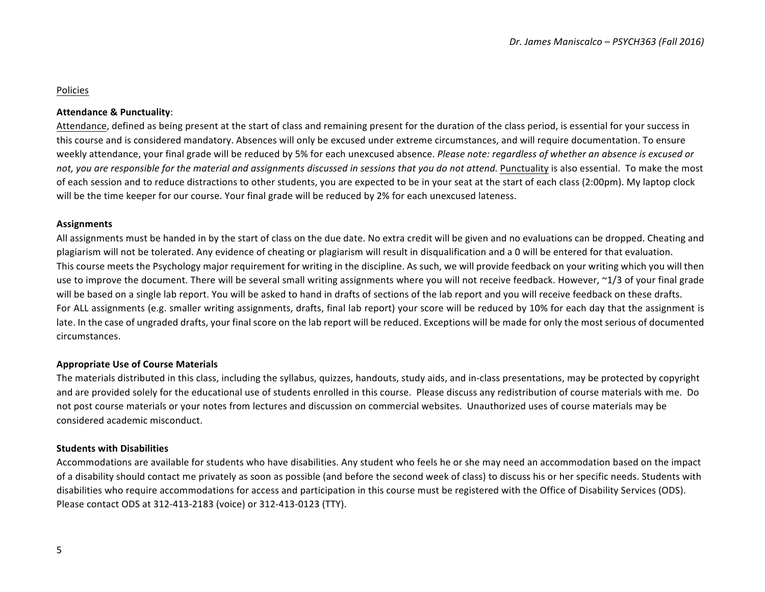<u>Policies</u>

**Attendance & Punctuality**:

<u>Attendance</u>, defined as being present at the start of class and remaining present for the duration of the class period, is essential for your success in this course and is considered mandatory. Absences will only be excused under extreme circumstances, and will require documentation. To ensure weekly attendance, your final grade will be reduced by 5% for each unexcused absence. *Please note: regardless of whether an absence is excused or not, you are responsible for the material and assignments discussed in sessions that you do not attend.* <u>Punctuality</u> is also essential. To make the most of each session and to reduce distractions to other students, you are expected to be in your seat at the start of each class (2:00pm). My laptop clock will be the time keeper for our course. Your final grade will be reduced by 2% for each unexcused lateness.

**Assignments**

All assignments must be handed in by the start of class on the due date. No extra credit will be given and no evaluations can be dropped. Cheating and plagiarism will not be tolerated. Any evidence of cheating or plagiarism will result in disqualification and a 0 will be entered for that evaluation.

This course meets the Psychology major requirement for writing in the discipline. As such, we will provide feedback on your writing which you will then use to improve the document. There will be several small writing assignments where you will not receive feedback. However, ~1/3 of your final grade will be based on a single lab report. You will be asked to hand in drafts of sections of the lab report and you will receive feedback on these drafts.

For ALL assignments (e.g. smaller writing assignments, drafts, final lab report) your score will be reduced by 10% for each day that the assignment is late. In the case of ungraded drafts, your final score on the lab report will be reduced. Exceptions will be made for only the most serious of documented circumstances.

**Appropriate Use of Course Materials**

The materials distributed in this class, including the syllabus, quizzes, handouts, study aids, and in-class presentations, may be protected by copyright and are provided solely for the educational use of students enrolled in this course. Please discuss any redistribution of course materials with me. Do not post course materials or your notes from lectures and discussion on commercial websites. Unauthorized uses of course materials may be considered academic misconduct.

**Students with Disabilities**

Accommodations are available for students who have disabilities. Any student who feels he or she may need an accommodation based on the impact of a disability should contact me privately as soon as possible (and before the second week of class) to discuss his or her specific needs. Students with disabilities who require accommodations for access and participation in this course must be registered with the Office of Disability Services (ODS). Please contact ODS at 312-413-2183 (voice) or 312-413-0123 (TTY).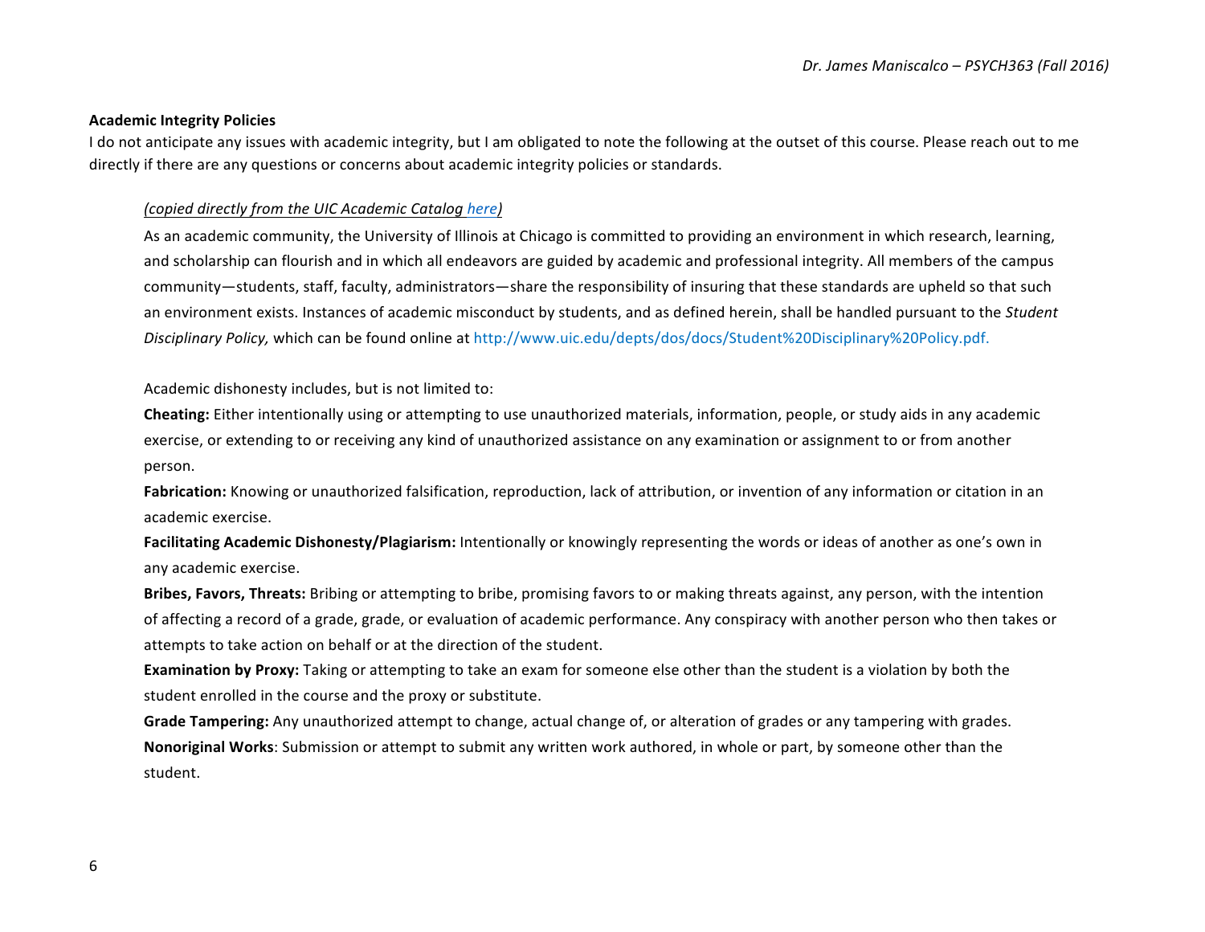**Academic Integrity Policies**

I do not anticipate any issues with academic integrity, but I am obligated to note the following at the outset of this course. Please reach out to me directly if there are any questions or concerns about academic integrity policies or standards.

*(copied directly from the UIC Academic Catalog here)*

As an academic community, the University of Illinois at Chicago is committed to providing an environment in which research, learning, and scholarship can flourish and in which all endeavors are guided by academic and professional integrity. All members of the campus community—students, staff, faculty, administrators—share the responsibility of insuring that these standards are upheld so that such an environment exists. Instances of academic misconduct by students, and as defined herein, shall be handled pursuant to the *Student Disciplinary Policy,* which can be found online at http://www.uic.edu/depts/dos/docs/Student%20Disciplinary%20Policy.pdf.

Academic dishonesty includes, but is not limited to:

**Cheating:** Either intentionally using or attempting to use unauthorized materials, information, people, or study aids in any academic exercise, or extending to or receiving any kind of unauthorized assistance on any examination or assignment to or from another person.

**Fabrication:** Knowing or unauthorized falsification, reproduction, lack of attribution, or invention of any information or citation in an academic exercise.

**Facilitating Academic Dishonesty/Plagiarism:** Intentionally or knowingly representing the words or ideas of another as one's own in any academic exercise.

**Bribes, Favors, Threats:** Bribing or attempting to bribe, promising favors to or making threats against, any person, with the intention of affecting a record of a grade, grade, or evaluation of academic performance. Any conspiracy with another person who then takes or attempts to take action on behalf or at the direction of the student.

**Examination by Proxy:** Taking or attempting to take an exam for someone else other than the student is a violation by both the student enrolled in the course and the proxy or substitute.

**Grade Tampering:** Any unauthorized attempt to change, actual change of, or alteration of grades or any tampering with grades.

**Nonoriginal Works**: Submission or attempt to submit any written work authored, in whole or part, by someone other than the student.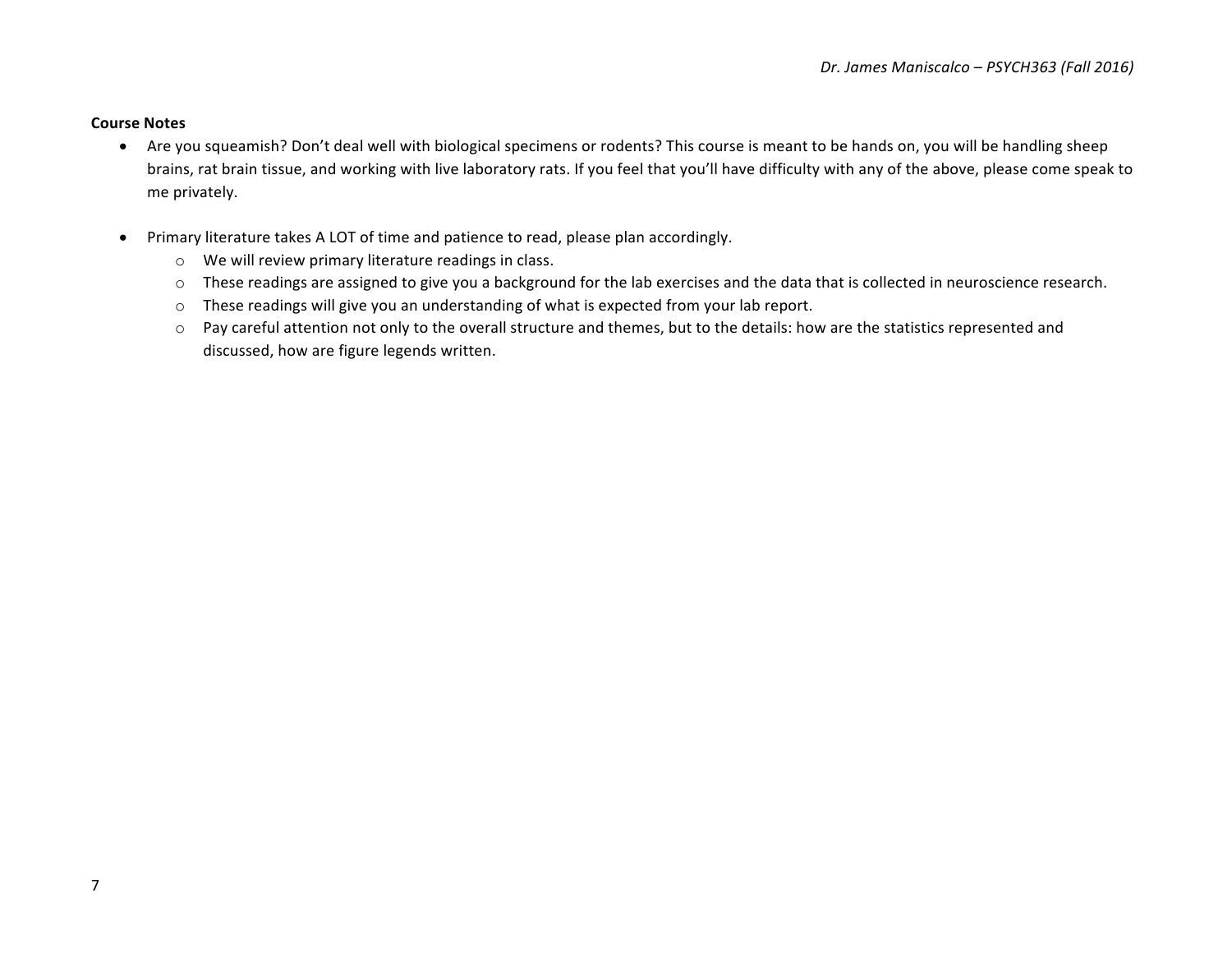**Course Notes**

- Are you squeamish? Don't deal well with biological specimens or rodents? This course is meant to be hands on, you will be handling sheep brains, rat brain tissue, and working with live laboratory rats. If you feel that you'll have difficulty with any of the above, please come speak to me privately.

- Primary literature takes A LOT of time and patience to read, please plan accordingly.
  - We will review primary literature readings in class.
  - These readings are assigned to give you a background for the lab exercises and the data that is collected in neuroscience research.
  - These readings will give you an understanding of what is expected from your lab report.
  - Pay careful attention not only to the overall structure and themes, but to the details: how are the statistics represented and discussed, how are figure legends written.